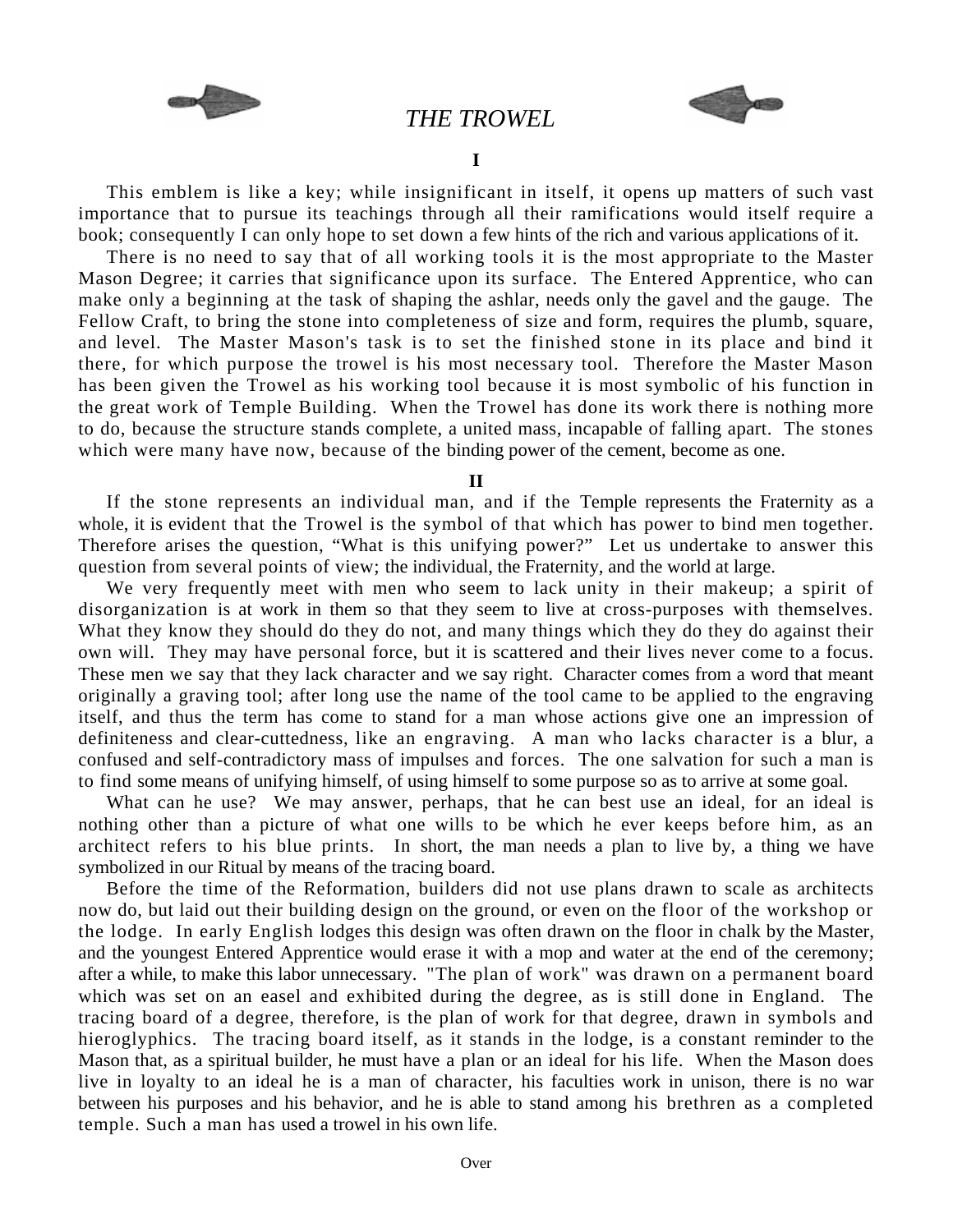# *THE TROWEL*

## I

This emblem is like a key; while insignificant in itself, it opens up matters of such vast importance that to pursue its teachings through all their ramifications would itself require a book; consequently I can only hope to set down a few hints of the rich and various applications of it.

There is no need to say that of all working tools it is the most appropriate to the Master Mason Degree; it carries that significance upon its surface. The Entered Apprentice, who can make only a beginning at the task of shaping the ashlar, needs only the gavel and the gauge. The Fellow Craft, to bring the stone into completeness of size and form, requires the plumb, square, and level. The Master Mason's task is to set the finished stone in its place and bind it there, for which purpose the trowel is his most necessary tool. Therefore the Master Mason has been given the Trowel as his working tool because it is most symbolic of his function in the great work of Temple Building. When the Trowel has done its work there is nothing more to do, because the structure stands complete, a united mass, incapable of falling apart. The stones which were many have now, because of the binding power of the cement, become as one.

## II

If the stone represents an individual man, and if the Temple represents the Fraternity as a whole, it is evident that the Trowel is the symbol of that which has power to bind men together. Therefore arises the question, "What is this unifying power?" Let us undertake to answer this question from several points of view; the individual, the Fraternity, and the world at large.

We very frequently meet with men who seem to lack unity in their makeup; a spirit of disorganization is at work in them so that they seem to live at cross-purposes with themselves. What they know they should do they do not, and many things which they do they do against their own will. They may have personal force, but it is scattered and their lives never come to a focus. These men we say that they lack character and we say right. Character comes from a word that meant originally a graving tool; after long use the name of the tool came to be applied to the engraving itself, and thus the term has come to stand for a man whose actions give one an impression of definiteness and clear-cuttedness, like an engraving. A man who lacks character is a blur, a confused and self-contradictory mass of impulses and forces. The one salvation for such a man is to find some means of unifying himself, of using himself to some purpose so as to arrive at some goal.

What can he use? We may answer, perhaps, that he can best use an ideal, for an ideal is nothing other than a picture of what one wills to be which he ever keeps before him, as an architect refers to his blue prints. In short, the man needs a plan to live by, a thing we have symbolized in our Ritual by means of the tracing board.

Before the time of the Reformation, builders did not use plans drawn to scale as architects now do, but laid out their building design on the ground, or even on the floor of the workshop or the lodge. In early English lodges this design was often drawn on the floor in chalk by the Master, and the youngest Entered Apprentice would erase it with a mop and water at the end of the ceremony; after a while, to make this labor unnecessary. "The plan of work" was drawn on a permanent board which was set on an easel and exhibited during the degree, as is still done in England. The tracing board of a degree, therefore, is the plan of work for that degree, drawn in symbols and hieroglyphics. The tracing board itself, as it stands in the lodge, is a constant reminder to the Mason that, as a spiritual builder, he must have a plan or an ideal for his life. When the Mason does live in loyalty to an ideal he is a man of character, his faculties work in unison, there is no war between his purposes and his behavior, and he is able to stand among his brethren as a completed temple. Such a man has used a trowel in his own life.

Over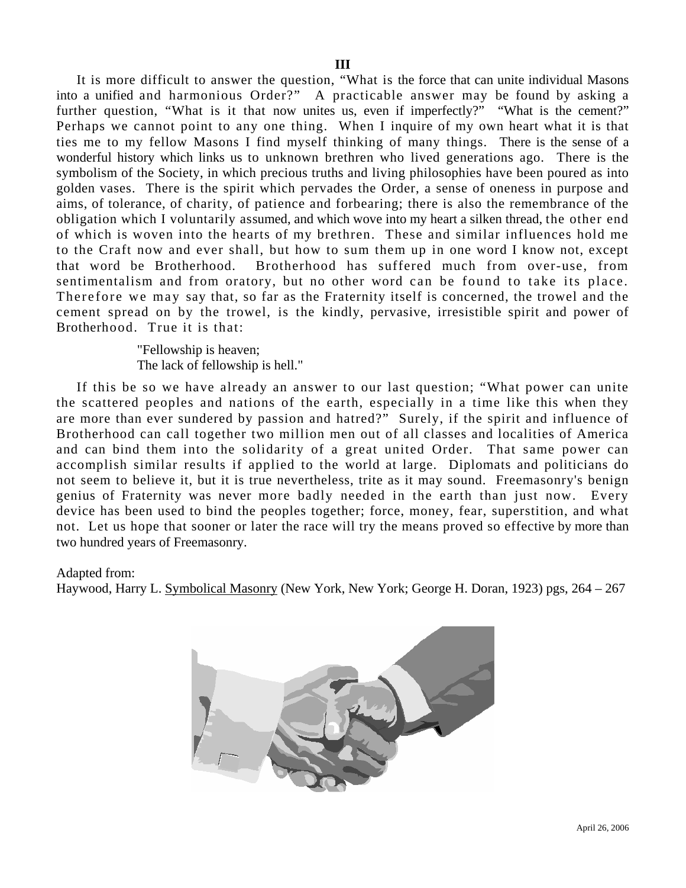### III

It is more difficult to answer the question, "What is the force that can unite individual Masons into a unified and harmonious Order?" A practicable answer may be found by asking a further question, "What is it that now unites us, even if imperfectly?" "What is the cement?" Perhaps we cannot point to any one thing. When I inquire of my own heart what it is that ties me to my fellow Masons I find myself thinking of many things. There is the sense of a wonderful history which links us to unknown brethren who lived generations ago. There is the symbolism of the Society, in which precious truths and living philosophies have been poured as into golden vases. There is the spirit which pervades the Order, a sense of oneness in purpose and aims, of tolerance, of charity, of patience and forbearing; there is also the remembrance of the obligation which I voluntarily assumed, and which wove into my heart a silken thread, the other end of which is woven into the hearts of my brethren. These and similar influences hold me to the Craft now and ever shall, but how to sum them up in one word I know not, except that word be Brotherhood. Brotherhood has suffered much from over-use, from sentimentalism and from oratory, but no other word can be found to take its place. Therefore we may say that, so far as the Fraternity itself is concerned, the trowel and the cement spread on by the trowel, is the kindly, pervasive, irresistible spirit and power of Brotherhood. True it is that:

> "Fellowship is heaven;
> The lack of fellowship is hell."

If this be so we have already an answer to our last question; "What power can unite the scattered peoples and nations of the earth, especially in a time like this when they are more than ever sundered by passion and hatred?" Surely, if the spirit and influence of Brotherhood can call together two million men out of all classes and localities of America and can bind them into the solidarity of a great united Order. That same power can accomplish similar results if applied to the world at large. Diplomats and politicians do not seem to believe it, but it is true nevertheless, trite as it may sound. Freemasonry's benign genius of Fraternity was never more badly needed in the earth than just now. Every device has been used to bind the peoples together; force, money, fear, superstition, and what not. Let us hope that sooner or later the race will try the means proved so effective by more than two hundred years of Freemasonry.

Adapted from:
Haywood, Harry L. Symbolical Masonry (New York, New York; George H. Doran, 1923) pgs, 264 – 267

April 26, 2006